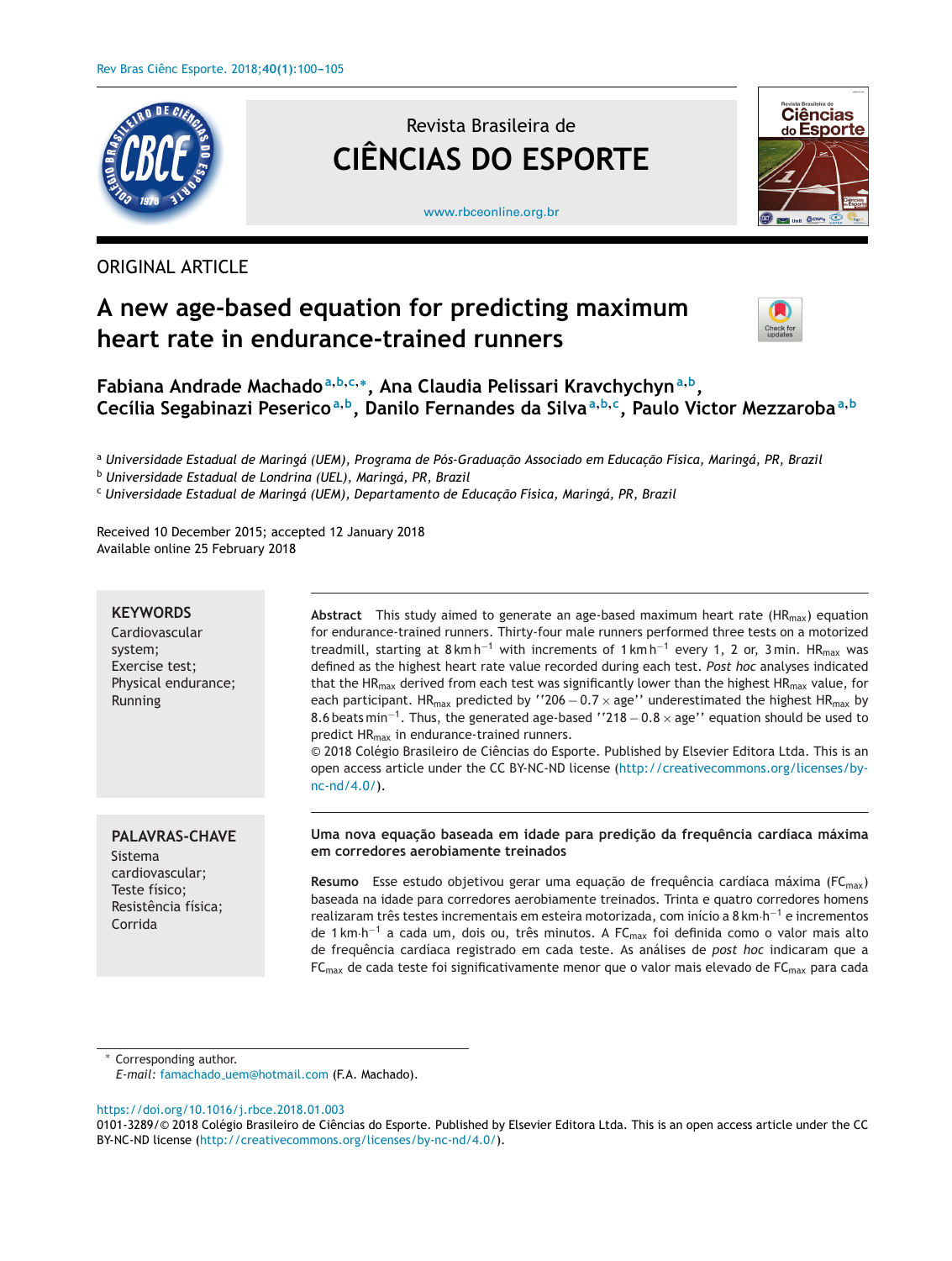ORIGINAL ARTICLE

# A new age-based equation for predicting maximum heart rate in endurance-trained runners

**Fabiana Andrade Machado**[a,b,c,*], **Ana Claudia Pelissari Kravchychyn**[a,b], **Cecília Segabinazi Peserico**[a,b], **Danilo Fernandes da Silva**[a,b,c], **Paulo Victor Mezzaroba**[a,b]

[a] *Universidade Estadual de Maringá (UEM), Programa de Pós-Graduação Associado em Educação Física, Maringá, PR, Brazil*
[b] *Universidade Estadual de Londrina (UEL), Maringá, PR, Brazil*
[c] *Universidade Estadual de Maringá (UEM), Departamento de Educação Física, Maringá, PR, Brazil*

Received 10 December 2015; accepted 12 January 2018
Available online 25 February 2018

**KEYWORDS**
Cardiovascular system;
Exercise test;
Physical endurance;
Running

**Abstract** This study aimed to generate an age-based maximum heart rate ($HR_{max}$) equation for endurance-trained runners. Thirty-four male runners performed three tests on a motorized treadmill, starting at $8\,km\,h^{-1}$ with increments of $1\,km\,h^{-1}$ every 1, 2 or, 3 min. $HR_{max}$ was defined as the highest heart rate value recorded during each test. *Post hoc* analyses indicated that the $HR_{max}$ derived from each test was significantly lower than the highest $HR_{max}$ value, for each participant. $HR_{max}$ predicted by ''$206 - 0.7 \times$ age'' underestimated the highest $HR_{max}$ by $8.6\,beats\,min^{-1}$. Thus, the generated age-based ''$218 - 0.8 \times$ age'' equation should be used to predict $HR_{max}$ in endurance-trained runners.
© 2018 Colégio Brasileiro de Ciências do Esporte. Published by Elsevier Editora Ltda. This is an open access article under the CC BY-NC-ND license (http://creativecommons.org/licenses/by-nc-nd/4.0/).

**PALAVRAS-CHAVE**
Sistema cardiovascular;
Teste físico;
Resistência física;
Corrida

**Uma nova equação baseada em idade para predição da frequência cardíaca máxima em corredores aerobiamente treinados**

**Resumo** Esse estudo objetivou gerar uma equação de frequência cardíaca máxima ($FC_{max}$) baseada na idade para corredores aerobiamente treinados. Trinta e quatro corredores homens realizaram três testes incrementais em esteira motorizada, com início a $8\,km{\cdot}h^{-1}$ e incrementos de $1\,km{\cdot}h^{-1}$ a cada um, dois ou, três minutos. A $FC_{max}$ foi definida como o valor mais alto de frequência cardíaca registrado em cada teste. As análises de *post hoc* indicaram que a $FC_{max}$ de cada teste foi significativamente menor que o valor mais elevado de $FC_{max}$ para cada

\* Corresponding author.
*E-mail:* famachado_uem@hotmail.com (F.A. Machado).

https://doi.org/10.1016/j.rbce.2018.01.003
0101-3289/© 2018 Colégio Brasileiro de Ciências do Esporte. Published by Elsevier Editora Ltda. This is an open access article under the CC BY-NC-ND license (http://creativecommons.org/licenses/by-nc-nd/4.0/).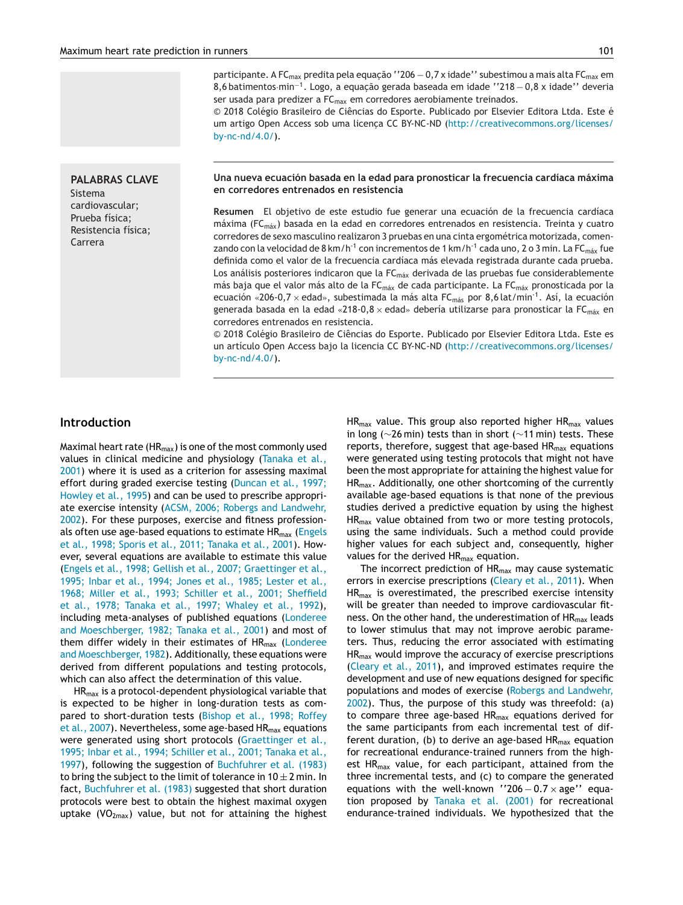participante. A $FC_{max}$ predita pela equação ''206 − 0,7 x idade'' subestimou a mais alta $FC_{max}$ em 8,6 batimentos·min$^{-1}$. Logo, a equação gerada baseada em idade ''218 − 0,8 x idade'' deveria ser usada para predizer a $FC_{max}$ em corredores aerobiamente treinados.

© 2018 Colégio Brasileiro de Ciências do Esporte. Publicado por Elsevier Editora Ltda. Este é um artigo Open Access sob uma licença CC BY-NC-ND (http://creativecommons.org/licenses/by-nc-nd/4.0/).

**PALABRAS CLAVE**
Sistema cardiovascular;
Prueba física;
Resistencia física;
Carrera

**Una nueva ecuación basada en la edad para pronosticar la frecuencia cardíaca máxima en corredores entrenados en resistencia**

**Resumen** El objetivo de este estudio fue generar una ecuación de la frecuencia cardíaca máxima ($FC_{máx}$) basada en la edad en corredores entrenados en resistencia. Treinta y cuatro corredores de sexo masculino realizaron 3 pruebas en una cinta ergométrica motorizada, comenzando con la velocidad de 8 km/h$^{-1}$ con incrementos de 1 km/h$^{-1}$ cada uno, 2 o 3 min. La $FC_{máx}$ fue definida como el valor de la frecuencia cardíaca más elevada registrada durante cada prueba. Los análisis posteriores indicaron que la $FC_{máx}$ derivada de las pruebas fue considerablemente más baja que el valor más alto de la $FC_{máx}$ de cada participante. La $FC_{máx}$ pronosticada por la ecuación «206-0,7 × edad», subestimada la más alta $FC_{más}$ por 8,6 lat/min$^{-1}$. Así, la ecuación generada basada en la edad «218-0,8 × edad» debería utilizarse para pronosticar la $FC_{máx}$ en corredores entrenados en resistencia.

© 2018 Colégio Brasileiro de Ciências do Esporte. Publicado por Elsevier Editora Ltda. Este es un artículo Open Access bajo la licencia CC BY-NC-ND (http://creativecommons.org/licenses/by-nc-nd/4.0/).

## Introduction

Maximal heart rate ($HR_{max}$) is one of the most commonly used values in clinical medicine and physiology (Tanaka et al., 2001) where it is used as a criterion for assessing maximal effort during graded exercise testing (Duncan et al., 1997; Howley et al., 1995) and can be used to prescribe appropriate exercise intensity (ACSM, 2006; Robergs and Landwehr, 2002). For these purposes, exercise and fitness professionals often use age-based equations to estimate $HR_{max}$ (Engels et al., 1998; Sporis et al., 2011; Tanaka et al., 2001). However, several equations are available to estimate this value (Engels et al., 1998; Gellish et al., 2007; Graettinger et al., 1995; Inbar et al., 1994; Jones et al., 1985; Lester et al., 1968; Miller et al., 1993; Schiller et al., 2001; Sheffield et al., 1978; Tanaka et al., 1997; Whaley et al., 1992), including meta-analyses of published equations (Londeree and Moeschberger, 1982; Tanaka et al., 2001) and most of them differ widely in their estimates of $HR_{max}$ (Londeree and Moeschberger, 1982). Additionally, these equations were derived from different populations and testing protocols, which can also affect the determination of this value.

$HR_{max}$ is a protocol-dependent physiological variable that is expected to be higher in long-duration tests as compared to short-duration tests (Bishop et al., 1998; Roffey et al., 2007). Nevertheless, some age-based $HR_{max}$ equations were generated using short protocols (Graettinger et al., 1995; Inbar et al., 1994; Schiller et al., 2001; Tanaka et al., 1997), following the suggestion of Buchfuhrer et al. (1983) to bring the subject to the limit of tolerance in 10 ± 2 min. In fact, Buchfuhrer et al. (1983) suggested that short duration protocols were best to obtain the highest maximal oxygen uptake ($VO_{2max}$) value, but not for attaining the highest $HR_{max}$ value. This group also reported higher $HR_{max}$ values in long (~26 min) tests than in short (~11 min) tests. These reports, therefore, suggest that age-based $HR_{max}$ equations were generated using testing protocols that might not have been the most appropriate for attaining the highest value for $HR_{max}$. Additionally, one other shortcoming of the currently available age-based equations is that none of the previous studies derived a predictive equation by using the highest $HR_{max}$ value obtained from two or more testing protocols, using the same individuals. Such a method could provide higher values for each subject and, consequently, higher values for the derived $HR_{max}$ equation.

The incorrect prediction of $HR_{max}$ may cause systematic errors in exercise prescriptions (Cleary et al., 2011). When $HR_{max}$ is overestimated, the prescribed exercise intensity will be greater than needed to improve cardiovascular fitness. On the other hand, the underestimation of $HR_{max}$ leads to lower stimulus that may not improve aerobic parameters. Thus, reducing the error associated with estimating $HR_{max}$ would improve the accuracy of exercise prescriptions (Cleary et al., 2011), and improved estimates require the development and use of new equations designed for specific populations and modes of exercise (Robergs and Landwehr, 2002). Thus, the purpose of this study was threefold: (a) to compare three age-based $HR_{max}$ equations derived for the same participants from each incremental test of different duration, (b) to derive an age-based $HR_{max}$ equation for recreational endurance-trained runners from the highest $HR_{max}$ value, for each participant, attained from the three incremental tests, and (c) to compare the generated equations with the well-known ''206 − 0.7 × age'' equation proposed by Tanaka et al. (2001) for recreational endurance-trained individuals. We hypothesized that the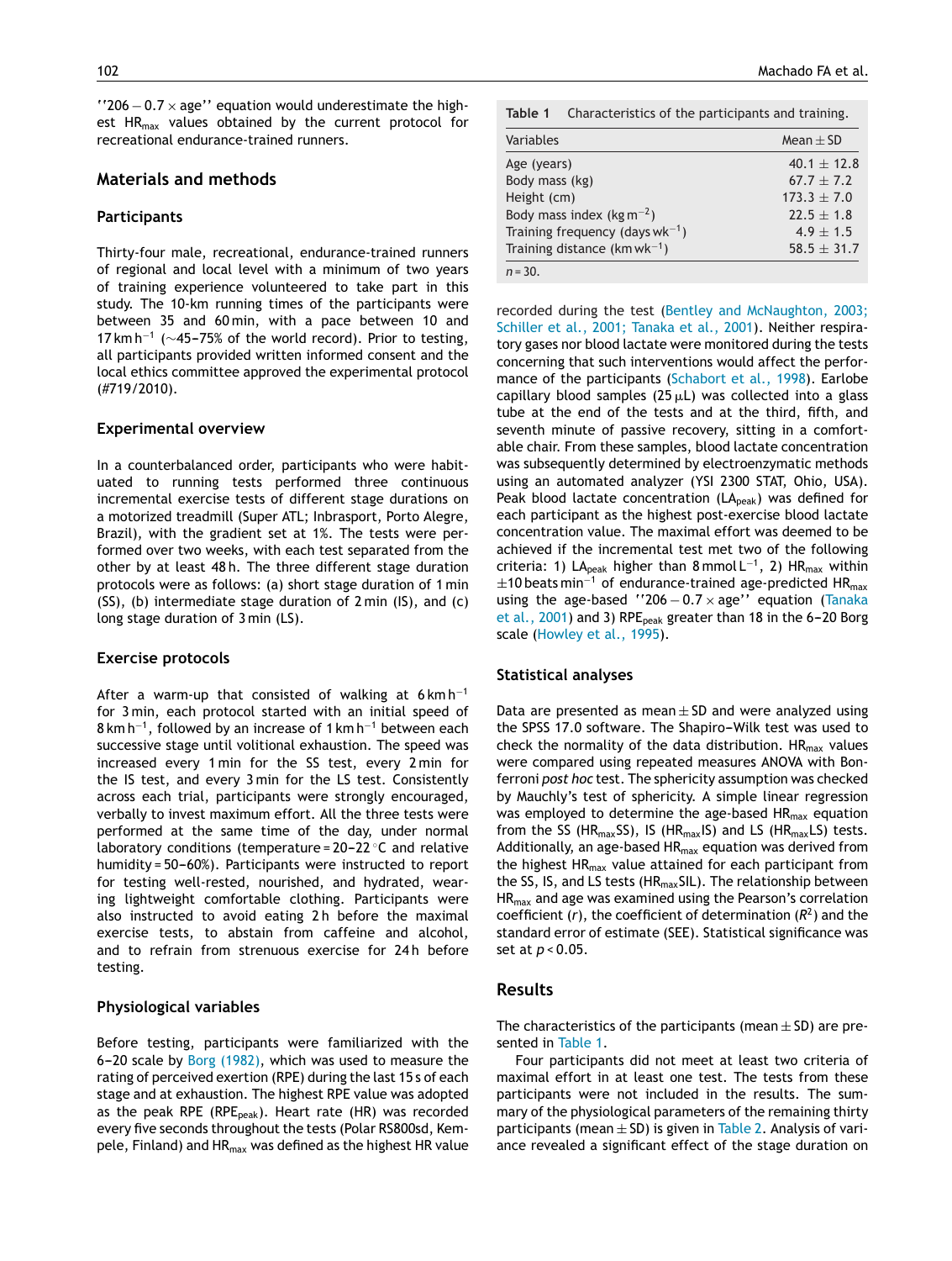''206 − 0.7 × age'' equation would underestimate the highest $HR_{max}$ values obtained by the current protocol for recreational endurance-trained runners.

## Materials and methods

### Participants

Thirty-four male, recreational, endurance-trained runners of regional and local level with a minimum of two years of training experience volunteered to take part in this study. The 10-km running times of the participants were between 35 and 60 min, with a pace between 10 and 17 km $h^{-1}$ (~45–75% of the world record). Prior to testing, all participants provided written informed consent and the local ethics committee approved the experimental protocol (#719/2010).

### Experimental overview

In a counterbalanced order, participants who were habituated to running tests performed three continuous incremental exercise tests of different stage durations on a motorized treadmill (Super ATL; Inbrasport, Porto Alegre, Brazil), with the gradient set at 1%. The tests were performed over two weeks, with each test separated from the other by at least 48 h. The three different stage duration protocols were as follows: (a) short stage duration of 1 min (SS), (b) intermediate stage duration of 2 min (IS), and (c) long stage duration of 3 min (LS).

### Exercise protocols

After a warm-up that consisted of walking at 6 km $h^{-1}$ for 3 min, each protocol started with an initial speed of 8 km $h^{-1}$, followed by an increase of 1 km $h^{-1}$ between each successive stage until volitional exhaustion. The speed was increased every 1 min for the SS test, every 2 min for the IS test, and every 3 min for the LS test. Consistently across each trial, participants were strongly encouraged, verbally to invest maximum effort. All the three tests were performed at the same time of the day, under normal laboratory conditions (temperature = 20–22 °C and relative humidity = 50–60%). Participants were instructed to report for testing well-rested, nourished, and hydrated, wearing lightweight comfortable clothing. Participants were also instructed to avoid eating 2 h before the maximal exercise tests, to abstain from caffeine and alcohol, and to refrain from strenuous exercise for 24 h before testing.

### Physiological variables

Before testing, participants were familiarized with the 6–20 scale by Borg (1982), which was used to measure the rating of perceived exertion (RPE) during the last 15 s of each stage and at exhaustion. The highest RPE value was adopted as the peak RPE ($RPE_{peak}$). Heart rate (HR) was recorded every five seconds throughout the tests (Polar RS800sd, Kempele, Finland) and $HR_{max}$ was defined as the highest HR value recorded during the test (Bentley and McNaughton, 2003; Schiller et al., 2001; Tanaka et al., 2001). Neither respiratory gases nor blood lactate were monitored during the tests concerning that such interventions would affect the performance of the participants (Schabort et al., 1998). Earlobe capillary blood samples (25 μL) was collected into a glass tube at the end of the tests and at the third, fifth, and seventh minute of passive recovery, sitting in a comfortable chair. From these samples, blood lactate concentration was subsequently determined by electroenzymatic methods using an automated analyzer (YSI 2300 STAT, Ohio, USA). Peak blood lactate concentration ($LA_{peak}$) was defined for each participant as the highest post-exercise blood lactate concentration value. The maximal effort was deemed to be achieved if the incremental test met two of the following criteria: 1) $LA_{peak}$ higher than 8 mmol $L^{-1}$, 2) $HR_{max}$ within ±10 beats $min^{-1}$ of endurance-trained age-predicted $HR_{max}$ using the age-based ''206 − 0.7 × age'' equation (Tanaka et al., 2001) and 3) $RPE_{peak}$ greater than 18 in the 6–20 Borg scale (Howley et al., 1995).

**Table 1** Characteristics of the participants and training.

| Variables | Mean ± SD |
|---|---|
| Age (years) | 40.1 ± 12.8 |
| Body mass (kg) | 67.7 ± 7.2 |
| Height (cm) | 173.3 ± 7.0 |
| Body mass index (kg $m^{-2}$) | 22.5 ± 1.8 |
| Training frequency (days $wk^{-1}$) | 4.9 ± 1.5 |
| Training distance (km $wk^{-1}$) | 58.5 ± 31.7 |

*n* = 30.

### Statistical analyses

Data are presented as mean ± SD and were analyzed using the SPSS 17.0 software. The Shapiro–Wilk test was used to check the normality of the data distribution. $HR_{max}$ values were compared using repeated measures ANOVA with Bonferroni *post hoc* test. The sphericity assumption was checked by Mauchly's test of sphericity. A simple linear regression was employed to determine the age-based $HR_{max}$ equation from the SS ($HR_{max}SS$), IS ($HR_{max}IS$) and LS ($HR_{max}LS$) tests. Additionally, an age-based $HR_{max}$ equation was derived from the highest $HR_{max}$ value attained for each participant from the SS, IS, and LS tests ($HR_{max}SIL$). The relationship between $HR_{max}$ and age was examined using the Pearson's correlation coefficient ($r$), the coefficient of determination ($R^2$) and the standard error of estimate (SEE). Statistical significance was set at $p < 0.05$.

## Results

The characteristics of the participants (mean ± SD) are presented in Table 1.

Four participants did not meet at least two criteria of maximal effort in at least one test. The tests from these participants were not included in the results. The summary of the physiological parameters of the remaining thirty participants (mean ± SD) is given in Table 2. Analysis of variance revealed a significant effect of the stage duration on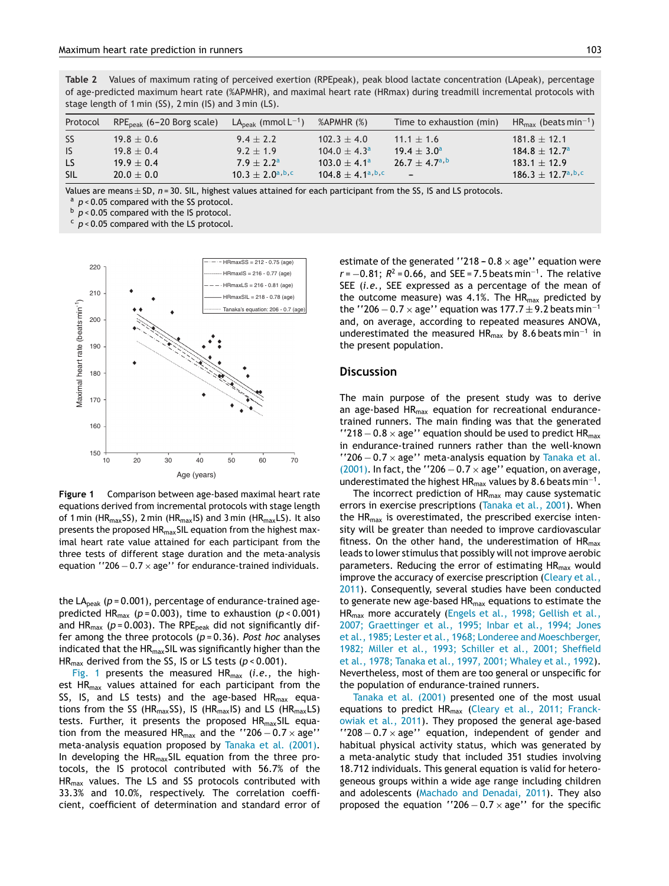**Table 2** Values of maximum rating of perceived exertion (RPEpeak), peak blood lactate concentration (LApeak), percentage of age-predicted maximum heart rate (%APMHR), and maximal heart rate (HRmax) during treadmill incremental protocols with stage length of 1 min (SS), 2 min (IS) and 3 min (LS).

| Protocol | $RPE_{peak}$ (6–20 Borg scale) | $LA_{peak}$ (mmol $L^{-1}$) | %APMHR (%) | Time to exhaustion (min) | $HR_{max}$ (beats $min^{-1}$) |
|---|---|---|---|---|---|
| SS | 19.8 ± 0.6 | 9.4 ± 2.2 | 102.3 ± 4.0 | 11.1 ± 1.6 | 181.8 ± 12.1 |
| IS | 19.8 ± 0.4 | 9.2 ± 1.9 | 104.0 ± 4.3[a] | 19.4 ± 3.0[a] | 184.8 ± 12.7[a] |
| LS | 19.9 ± 0.4 | 7.9 ± 2.2[a] | 103.0 ± 4.1[a] | 26.7 ± 4.7[a,b] | 183.1 ± 12.9 |
| SIL | 20.0 ± 0.0 | 10.3 ± 2.0[a,b,c] | 104.8 ± 4.1[a,b,c] | – | 186.3 ± 12.7[a,b,c] |

Values are means ± SD, $n = 30$. SIL, highest values attained for each participant from the SS, IS and LS protocols.
[a] $p < 0.05$ compared with the SS protocol.
[b] $p < 0.05$ compared with the IS protocol.
[c] $p < 0.05$ compared with the LS protocol.

**Figure 1** Comparison between age-based maximal heart rate equations derived from incremental protocols with stage length of 1 min ($HR_{max}SS$), 2 min ($HR_{max}IS$) and 3 min ($HR_{max}LS$). It also presents the proposed $HR_{max}SIL$ equation from the highest maximal heart rate value attained for each participant from the three tests of different stage duration and the meta-analysis equation ''$206 - 0.7 \times$ age'' for endurance-trained individuals.

the $LA_{peak}$ ($p = 0.001$), percentage of endurance-trained age-predicted $HR_{max}$ ($p = 0.003$), time to exhaustion ($p < 0.001$) and $HR_{max}$ ($p = 0.003$). The $RPE_{peak}$ did not significantly differ among the three protocols ($p = 0.36$). *Post hoc* analyses indicated that the $HR_{max}SIL$ was significantly higher than the $HR_{max}$ derived from the SS, IS or LS tests ($p < 0.001$).

Fig. 1 presents the measured $HR_{max}$ (*i.e.*, the highest $HR_{max}$ values attained for each participant from the SS, IS, and LS tests) and the age-based $HR_{max}$ equations from the SS ($HR_{max}SS$), IS ($HR_{max}IS$) and LS ($HR_{max}LS$) tests. Further, it presents the proposed $HR_{max}SIL$ equation from the measured $HR_{max}$ and the ''$206 - 0.7 \times$ age'' meta-analysis equation proposed by Tanaka et al. (2001). In developing the $HR_{max}SIL$ equation from the three protocols, the IS protocol contributed with 56.7% of the $HR_{max}$ values. The LS and SS protocols contributed with 33.3% and 10.0%, respectively. The correlation coefficient, coefficient of determination and standard error of estimate of the generated ''$218 - 0.8 \times$ age'' equation were $r = -0.81$; $R^2 = 0.66$, and SEE = 7.5 beats $min^{-1}$. The relative SEE (*i.e.*, SEE expressed as a percentage of the mean of the outcome measure) was 4.1%. The $HR_{max}$ predicted by the ''$206 - 0.7 \times$ age'' equation was 177.7 ± 9.2 beats $min^{-1}$ and, on average, according to repeated measures ANOVA, underestimated the measured $HR_{max}$ by 8.6 beats $min^{-1}$ in the present population.

## Discussion

The main purpose of the present study was to derive an age-based $HR_{max}$ equation for recreational endurance-trained runners. The main finding was that the generated ''$218 - 0.8 \times$ age'' equation should be used to predict $HR_{max}$ in endurance-trained runners rather than the well-known ''$206 - 0.7 \times$ age'' meta-analysis equation by Tanaka et al. (2001). In fact, the ''$206 - 0.7 \times$ age'' equation, on average, underestimated the highest $HR_{max}$ values by 8.6 beats $min^{-1}$.

The incorrect prediction of $HR_{max}$ may cause systematic errors in exercise prescriptions (Tanaka et al., 2001). When the $HR_{max}$ is overestimated, the prescribed exercise intensity will be greater than needed to improve cardiovascular fitness. On the other hand, the underestimation of $HR_{max}$ leads to lower stimulus that possibly will not improve aerobic parameters. Reducing the error of estimating $HR_{max}$ would improve the accuracy of exercise prescription (Cleary et al., 2011). Consequently, several studies have been conducted to generate new age-based $HR_{max}$ equations to estimate the $HR_{max}$ more accurately (Engels et al., 1998; Gellish et al., 2007; Graettinger et al., 1995; Inbar et al., 1994; Jones et al., 1985; Lester et al., 1968; Londeree and Moeschberger, 1982; Miller et al., 1993; Schiller et al., 2001; Sheffield et al., 1978; Tanaka et al., 1997, 2001; Whaley et al., 1992). Nevertheless, most of them are too general or unspecific for the population of endurance-trained runners.

Tanaka et al. (2001) presented one of the most usual equations to predict $HR_{max}$ (Cleary et al., 2011; Franckowiak et al., 2011). They proposed the general age-based ''$208 - 0.7 \times$ age'' equation, independent of gender and habitual physical activity status, which was generated by a meta-analytic study that included 351 studies involving 18.712 individuals. This general equation is valid for heterogeneous groups within a wide age range including children and adolescents (Machado and Denadai, 2011). They also proposed the equation ''$206 - 0.7 \times$ age'' for the specific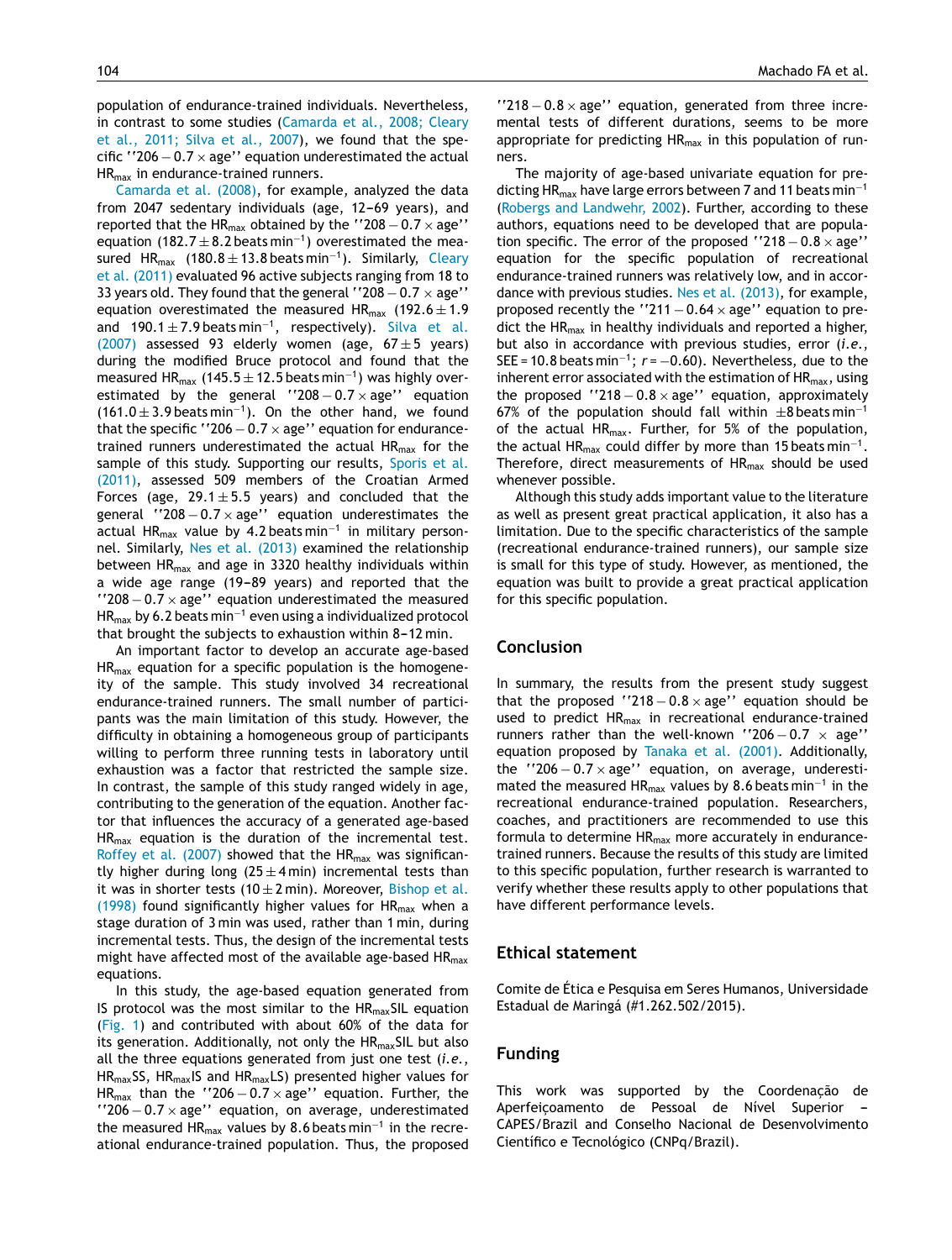population of endurance-trained individuals. Nevertheless, in contrast to some studies (Camarda et al., 2008; Cleary et al., 2011; Silva et al., 2007), we found that the specific ''$206 - 0.7 \times$ age'' equation underestimated the actual $HR_{max}$ in endurance-trained runners.

Camarda et al. (2008), for example, analyzed the data from 2047 sedentary individuals (age, 12–69 years), and reported that the $HR_{max}$ obtained by the ''$208 - 0.7 \times$ age'' equation ($182.7 \pm 8.2$ beats min$^{-1}$) overestimated the measured $HR_{max}$ ($180.8 \pm 13.8$ beats min$^{-1}$). Similarly, Cleary et al. (2011) evaluated 96 active subjects ranging from 18 to 33 years old. They found that the general ''$208 - 0.7 \times$ age'' equation overestimated the measured $HR_{max}$ ($192.6 \pm 1.9$ and $190.1 \pm 7.9$ beats min$^{-1}$, respectively). Silva et al. (2007) assessed 93 elderly women (age, $67 \pm 5$ years) during the modified Bruce protocol and found that the measured $HR_{max}$ ($145.5 \pm 12.5$ beats min$^{-1}$) was highly overestimated by the general ''$208 - 0.7 \times$ age'' equation ($161.0 \pm 3.9$ beats min$^{-1}$). On the other hand, we found that the specific ''$206 - 0.7 \times$ age'' equation for endurance-trained runners underestimated the actual $HR_{max}$ for the sample of this study. Supporting our results, Sporis et al. (2011), assessed 509 members of the Croatian Armed Forces (age, $29.1 \pm 5.5$ years) and concluded that the general ''$208 - 0.7 \times$ age'' equation underestimates the actual $HR_{max}$ value by 4.2 beats min$^{-1}$ in military personnel. Similarly, Nes et al. (2013) examined the relationship between $HR_{max}$ and age in 3320 healthy individuals within a wide age range (19–89 years) and reported that the ''$208 - 0.7 \times$ age'' equation underestimated the measured $HR_{max}$ by 6.2 beats min$^{-1}$ even using a individualized protocol that brought the subjects to exhaustion within 8–12 min.

An important factor to develop an accurate age-based $HR_{max}$ equation for a specific population is the homogeneity of the sample. This study involved 34 recreational endurance-trained runners. The small number of participants was the main limitation of this study. However, the difficulty in obtaining a homogeneous group of participants willing to perform three running tests in laboratory until exhaustion was a factor that restricted the sample size. In contrast, the sample of this study ranged widely in age, contributing to the generation of the equation. Another factor that influences the accuracy of a generated age-based $HR_{max}$ equation is the duration of the incremental test. Roffey et al. (2007) showed that the $HR_{max}$ was significantly higher during long ($25 \pm 4$ min) incremental tests than it was in shorter tests ($10 \pm 2$ min). Moreover, Bishop et al. (1998) found significantly higher values for $HR_{max}$ when a stage duration of 3 min was used, rather than 1 min, during incremental tests. Thus, the design of the incremental tests might have affected most of the available age-based $HR_{max}$ equations.

In this study, the age-based equation generated from IS protocol was the most similar to the $HR_{max}$SIL equation (Fig. 1) and contributed with about 60% of the data for its generation. Additionally, not only the $HR_{max}$SIL but also all the three equations generated from just one test (*i.e.*, $HR_{max}$SS, $HR_{max}$IS and $HR_{max}$LS) presented higher values for $HR_{max}$ than the ''$206 - 0.7 \times$ age'' equation. Further, the ''$206 - 0.7 \times$ age'' equation, on average, underestimated the measured $HR_{max}$ values by 8.6 beats min$^{-1}$ in the recreational endurance-trained population. Thus, the proposed ''$218 - 0.8 \times$ age'' equation, generated from three incremental tests of different durations, seems to be more appropriate for predicting $HR_{max}$ in this population of runners.

The majority of age-based univariate equation for predicting $HR_{max}$ have large errors between 7 and 11 beats min$^{-1}$ (Robergs and Landwehr, 2002). Further, according to these authors, equations need to be developed that are population specific. The error of the proposed ''$218 - 0.8 \times$ age'' equation for the specific population of recreational endurance-trained runners was relatively low, and in accordance with previous studies. Nes et al. (2013), for example, proposed recently the ''$211 - 0.64 \times$ age'' equation to predict the $HR_{max}$ in healthy individuals and reported a higher, but also in accordance with previous studies, error (*i.e.*, SEE = 10.8 beats min$^{-1}$; $r = -0.60$). Nevertheless, due to the inherent error associated with the estimation of $HR_{max}$, using the proposed ''$218 - 0.8 \times$ age'' equation, approximately 67% of the population should fall within $\pm 8$ beats min$^{-1}$ of the actual $HR_{max}$. Further, for 5% of the population, the actual $HR_{max}$ could differ by more than 15 beats min$^{-1}$. Therefore, direct measurements of $HR_{max}$ should be used whenever possible.

Although this study adds important value to the literature as well as present great practical application, it also has a limitation. Due to the specific characteristics of the sample (recreational endurance-trained runners), our sample size is small for this type of study. However, as mentioned, the equation was built to provide a great practical application for this specific population.

## Conclusion

In summary, the results from the present study suggest that the proposed ''$218 - 0.8 \times$ age'' equation should be used to predict $HR_{max}$ in recreational endurance-trained runners rather than the well-known ''$206 - 0.7 \times$ age'' equation proposed by Tanaka et al. (2001). Additionally, the ''$206 - 0.7 \times$ age'' equation, on average, underestimated the measured $HR_{max}$ values by 8.6 beats min$^{-1}$ in the recreational endurance-trained population. Researchers, coaches, and practitioners are recommended to use this formula to determine $HR_{max}$ more accurately in endurance-trained runners. Because the results of this study are limited to this specific population, further research is warranted to verify whether these results apply to other populations that have different performance levels.

## Ethical statement

Comite de Ética e Pesquisa em Seres Humanos, Universidade Estadual de Maringá (#1.262.502/2015).

## Funding

This work was supported by the Coordenação de Aperfeiçoamento de Pessoal de Nível Superior – CAPES/Brazil and Conselho Nacional de Desenvolvimento Científico e Tecnológico (CNPq/Brazil).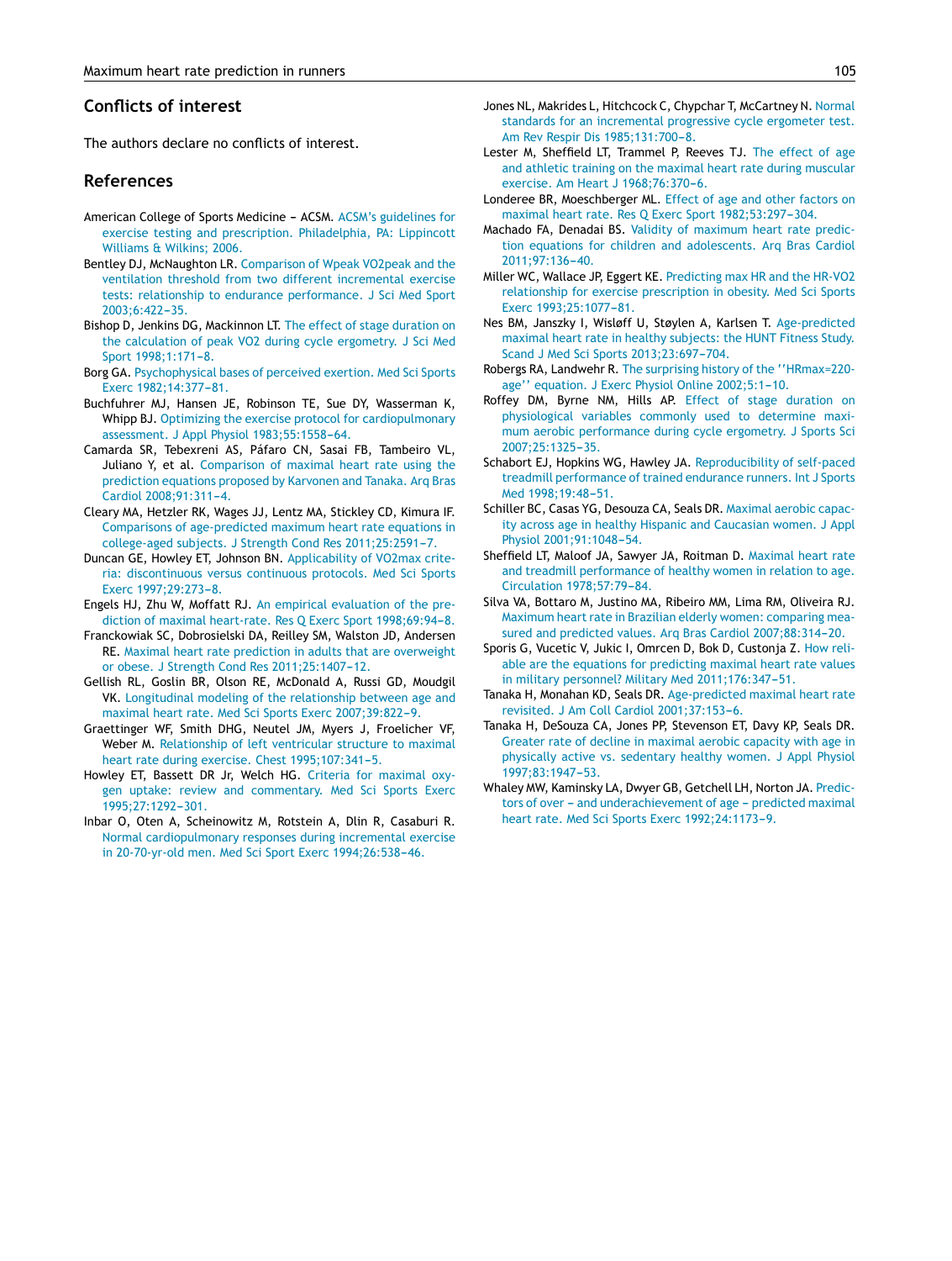## Conflicts of interest

The authors declare no conflicts of interest.

## References

American College of Sports Medicine – ACSM. ACSM's guidelines for exercise testing and prescription. Philadelphia, PA: Lippincott Williams & Wilkins; 2006.

Bentley DJ, McNaughton LR. Comparison of Wpeak VO2peak and the ventilation threshold from two different incremental exercise tests: relationship to endurance performance. J Sci Med Sport 2003;6:422–35.

Bishop D, Jenkins DG, Mackinnon LT. The effect of stage duration on the calculation of peak VO2 during cycle ergometry. J Sci Med Sport 1998;1:171–8.

Borg GA. Psychophysical bases of perceived exertion. Med Sci Sports Exerc 1982;14:377–81.

Buchfuhrer MJ, Hansen JE, Robinson TE, Sue DY, Wasserman K, Whipp BJ. Optimizing the exercise protocol for cardiopulmonary assessment. J Appl Physiol 1983;55:1558–64.

Camarda SR, Tebexreni AS, Páfaro CN, Sasai FB, Tambeiro VL, Juliano Y, et al. Comparison of maximal heart rate using the prediction equations proposed by Karvonen and Tanaka. Arq Bras Cardiol 2008;91:311–4.

Cleary MA, Hetzler RK, Wages JJ, Lentz MA, Stickley CD, Kimura IF. Comparisons of age-predicted maximum heart rate equations in college-aged subjects. J Strength Cond Res 2011;25:2591–7.

Duncan GE, Howley ET, Johnson BN. Applicability of VO2max criteria: discontinuous versus continuous protocols. Med Sci Sports Exerc 1997;29:273–8.

Engels HJ, Zhu W, Moffatt RJ. An empirical evaluation of the prediction of maximal heart-rate. Res Q Exerc Sport 1998;69:94–8.

Franckowiak SC, Dobrosielski DA, Reilley SM, Walston JD, Andersen RE. Maximal heart rate prediction in adults that are overweight or obese. J Strength Cond Res 2011;25:1407–12.

Gellish RL, Goslin BR, Olson RE, McDonald A, Russi GD, Moudgil VK. Longitudinal modeling of the relationship between age and maximal heart rate. Med Sci Sports Exerc 2007;39:822–9.

Graettinger WF, Smith DHG, Neutel JM, Myers J, Froelicher VF, Weber M. Relationship of left ventricular structure to maximal heart rate during exercise. Chest 1995;107:341–5.

Howley ET, Bassett DR Jr, Welch HG. Criteria for maximal oxygen uptake: review and commentary. Med Sci Sports Exerc 1995;27:1292–301.

Inbar O, Oten A, Scheinowitz M, Rotstein A, Dlin R, Casaburi R. Normal cardiopulmonary responses during incremental exercise in 20-70-yr-old men. Med Sci Sport Exerc 1994;26:538–46.

Jones NL, Makrides L, Hitchcock C, Chypchar T, McCartney N. Normal standards for an incremental progressive cycle ergometer test. Am Rev Respir Dis 1985;131:700–8.

Lester M, Sheffield LT, Trammel P, Reeves TJ. The effect of age and athletic training on the maximal heart rate during muscular exercise. Am Heart J 1968;76:370–6.

Londeree BR, Moeschberger ML. Effect of age and other factors on maximal heart rate. Res Q Exerc Sport 1982;53:297–304.

Machado FA, Denadai BS. Validity of maximum heart rate prediction equations for children and adolescents. Arq Bras Cardiol 2011;97:136–40.

Miller WC, Wallace JP, Eggert KE. Predicting max HR and the HR-VO2 relationship for exercise prescription in obesity. Med Sci Sports Exerc 1993;25:1077–81.

Nes BM, Janszky I, Wisløff U, Støylen A, Karlsen T. Age-predicted maximal heart rate in healthy subjects: the HUNT Fitness Study. Scand J Med Sci Sports 2013;23:697–704.

Robergs RA, Landwehr R. The surprising history of the ''HRmax=220-age'' equation. J Exerc Physiol Online 2002;5:1–10.

Roffey DM, Byrne NM, Hills AP. Effect of stage duration on physiological variables commonly used to determine maximum aerobic performance during cycle ergometry. J Sports Sci 2007;25:1325–35.

Schabort EJ, Hopkins WG, Hawley JA. Reproducibility of self-paced treadmill performance of trained endurance runners. Int J Sports Med 1998;19:48–51.

Schiller BC, Casas YG, Desouza CA, Seals DR. Maximal aerobic capacity across age in healthy Hispanic and Caucasian women. J Appl Physiol 2001;91:1048–54.

Sheffield LT, Maloof JA, Sawyer JA, Roitman D. Maximal heart rate and treadmill performance of healthy women in relation to age. Circulation 1978;57:79–84.

Silva VA, Bottaro M, Justino MA, Ribeiro MM, Lima RM, Oliveira RJ. Maximum heart rate in Brazilian elderly women: comparing measured and predicted values. Arq Bras Cardiol 2007;88:314–20.

Sporis G, Vucetic V, Jukic I, Omrcen D, Bok D, Custonja Z. How reliable are the equations for predicting maximal heart rate values in military personnel? Military Med 2011;176:347–51.

Tanaka H, Monahan KD, Seals DR. Age-predicted maximal heart rate revisited. J Am Coll Cardiol 2001;37:153–6.

Tanaka H, DeSouza CA, Jones PP, Stevenson ET, Davy KP, Seals DR. Greater rate of decline in maximal aerobic capacity with age in physically active vs. sedentary healthy women. J Appl Physiol 1997;83:1947–53.

Whaley MW, Kaminsky LA, Dwyer GB, Getchell LH, Norton JA. Predictors of over – and underachievement of age – predicted maximal heart rate. Med Sci Sports Exerc 1992;24:1173–9.